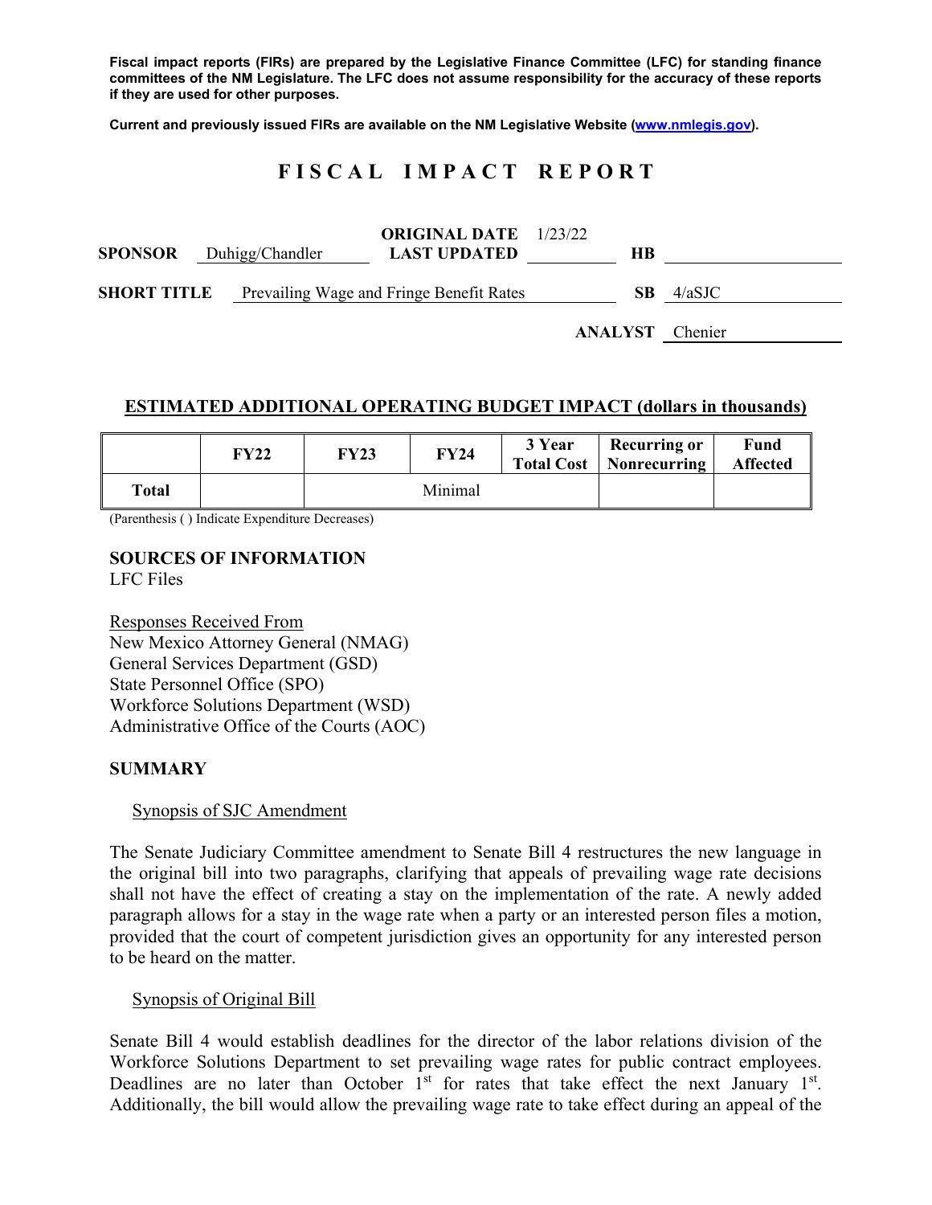**Fiscal impact reports (FIRs) are prepared by the Legislative Finance Committee (LFC) for standing finance committees of the NM Legislature. The LFC does not assume responsibility for the accuracy of these reports if they are used for other purposes.**

**Current and previously issued FIRs are available on the NM Legislative Website (www.nmlegis.gov).**

# F I S C A L   I M P A C T   R E P O R T

**SPONSOR** Duhigg/Chandler **ORIGINAL DATE** 1/23/22 **LAST UPDATED** **HB**

**SHORT TITLE** Prevailing Wage and Fringe Benefit Rates **SB** 4/aSJC

**ANALYST** Chenier

## ESTIMATED ADDITIONAL OPERATING BUDGET IMPACT (dollars in thousands)

| | FY22 | FY23 | FY24 | 3 Year Total Cost | Recurring or Nonrecurring | Fund Affected |
|---|---|---|---|---|---|---|
| **Total** | | Minimal | | | | |

(Parenthesis ( ) Indicate Expenditure Decreases)

**SOURCES OF INFORMATION**
LFC Files

Responses Received From
New Mexico Attorney General (NMAG)
General Services Department (GSD)
State Personnel Office (SPO)
Workforce Solutions Department (WSD)
Administrative Office of the Courts (AOC)

## SUMMARY

Synopsis of SJC Amendment

The Senate Judiciary Committee amendment to Senate Bill 4 restructures the new language in the original bill into two paragraphs, clarifying that appeals of prevailing wage rate decisions shall not have the effect of creating a stay on the implementation of the rate. A newly added paragraph allows for a stay in the wage rate when a party or an interested person files a motion, provided that the court of competent jurisdiction gives an opportunity for any interested person to be heard on the matter.

Synopsis of Original Bill

Senate Bill 4 would establish deadlines for the director of the labor relations division of the Workforce Solutions Department to set prevailing wage rates for public contract employees. Deadlines are no later than October 1st for rates that take effect the next January 1st. Additionally, the bill would allow the prevailing wage rate to take effect during an appeal of the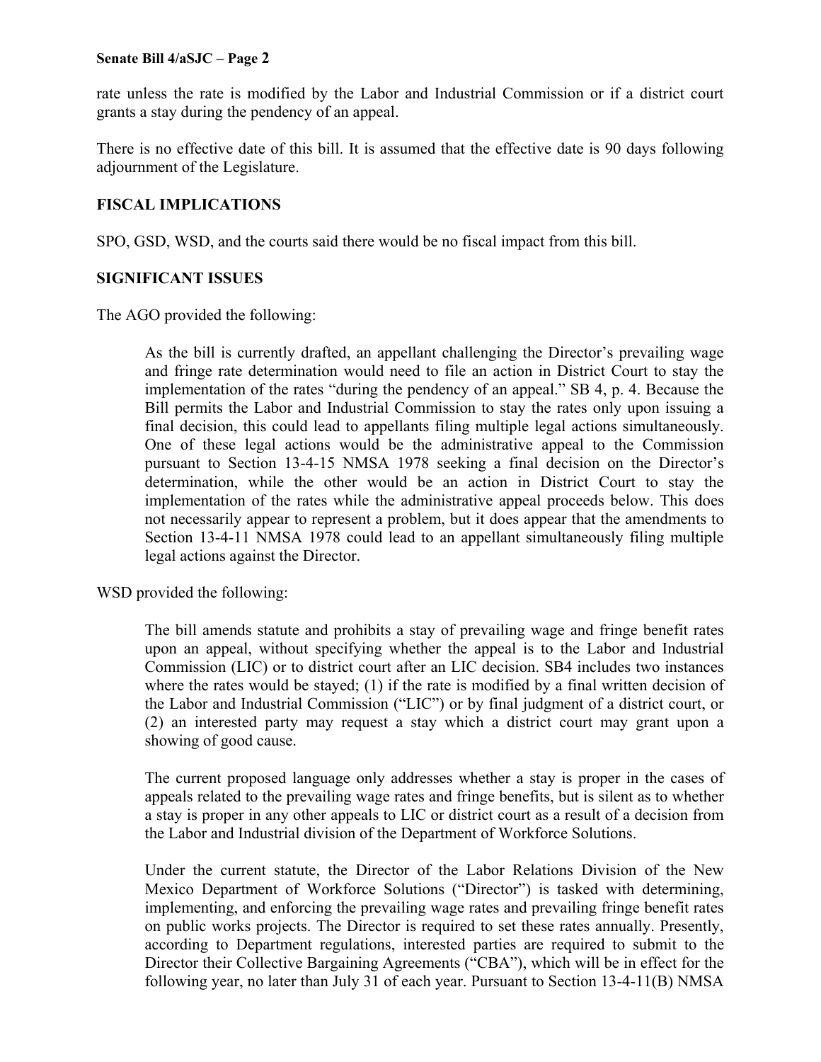rate unless the rate is modified by the Labor and Industrial Commission or if a district court grants a stay during the pendency of an appeal.

There is no effective date of this bill. It is assumed that the effective date is 90 days following adjournment of the Legislature.

**FISCAL IMPLICATIONS**

SPO, GSD, WSD, and the courts said there would be no fiscal impact from this bill.

**SIGNIFICANT ISSUES**

The AGO provided the following:

> As the bill is currently drafted, an appellant challenging the Director's prevailing wage and fringe rate determination would need to file an action in District Court to stay the implementation of the rates "during the pendency of an appeal." SB 4, p. 4. Because the Bill permits the Labor and Industrial Commission to stay the rates only upon issuing a final decision, this could lead to appellants filing multiple legal actions simultaneously. One of these legal actions would be the administrative appeal to the Commission pursuant to Section 13-4-15 NMSA 1978 seeking a final decision on the Director's determination, while the other would be an action in District Court to stay the implementation of the rates while the administrative appeal proceeds below. This does not necessarily appear to represent a problem, but it does appear that the amendments to Section 13-4-11 NMSA 1978 could lead to an appellant simultaneously filing multiple legal actions against the Director.

WSD provided the following:

> The bill amends statute and prohibits a stay of prevailing wage and fringe benefit rates upon an appeal, without specifying whether the appeal is to the Labor and Industrial Commission (LIC) or to district court after an LIC decision. SB4 includes two instances where the rates would be stayed; (1) if the rate is modified by a final written decision of the Labor and Industrial Commission ("LIC") or by final judgment of a district court, or (2) an interested party may request a stay which a district court may grant upon a showing of good cause.
>
> The current proposed language only addresses whether a stay is proper in the cases of appeals related to the prevailing wage rates and fringe benefits, but is silent as to whether a stay is proper in any other appeals to LIC or district court as a result of a decision from the Labor and Industrial division of the Department of Workforce Solutions.
>
> Under the current statute, the Director of the Labor Relations Division of the New Mexico Department of Workforce Solutions ("Director") is tasked with determining, implementing, and enforcing the prevailing wage rates and prevailing fringe benefit rates on public works projects. The Director is required to set these rates annually. Presently, according to Department regulations, interested parties are required to submit to the Director their Collective Bargaining Agreements ("CBA"), which will be in effect for the following year, no later than July 31 of each year. Pursuant to Section 13-4-11(B) NMSA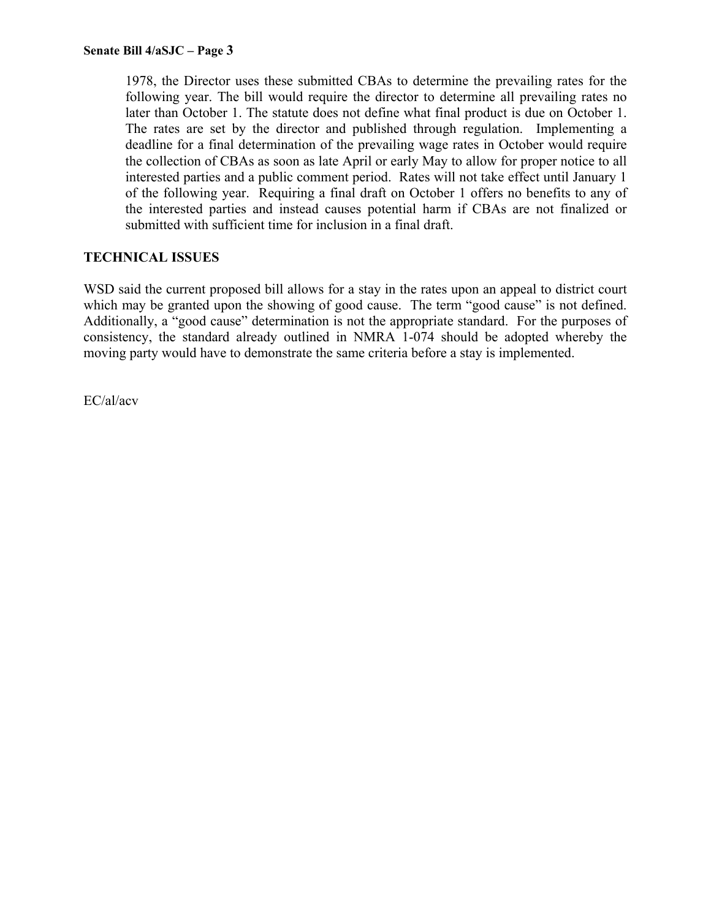1978, the Director uses these submitted CBAs to determine the prevailing rates for the following year. The bill would require the director to determine all prevailing rates no later than October 1. The statute does not define what final product is due on October 1. The rates are set by the director and published through regulation. Implementing a deadline for a final determination of the prevailing wage rates in October would require the collection of CBAs as soon as late April or early May to allow for proper notice to all interested parties and a public comment period. Rates will not take effect until January 1 of the following year. Requiring a final draft on October 1 offers no benefits to any of the interested parties and instead causes potential harm if CBAs are not finalized or submitted with sufficient time for inclusion in a final draft.

**TECHNICAL ISSUES**

WSD said the current proposed bill allows for a stay in the rates upon an appeal to district court which may be granted upon the showing of good cause. The term "good cause" is not defined. Additionally, a "good cause" determination is not the appropriate standard. For the purposes of consistency, the standard already outlined in NMRA 1-074 should be adopted whereby the moving party would have to demonstrate the same criteria before a stay is implemented.

EC/al/acv